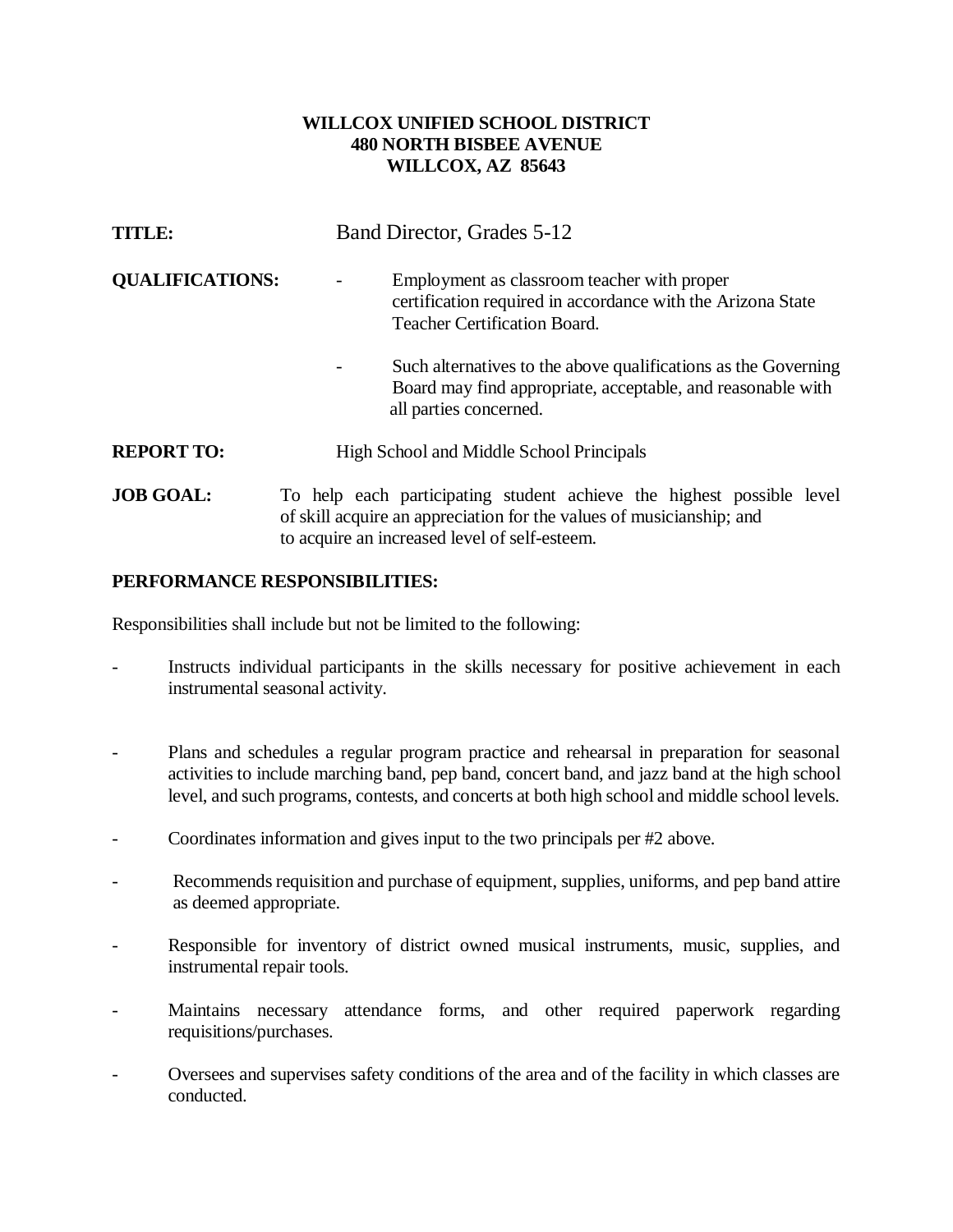**WILLCOX UNIFIED SCHOOL DISTRICT**
**480 NORTH BISBEE AVENUE**
**WILLCOX, AZ 85643**

**TITLE:** Band Director, Grades 5-12

**QUALIFICATIONS:**

- Employment as classroom teacher with proper certification required in accordance with the Arizona State Teacher Certification Board.
- Such alternatives to the above qualifications as the Governing Board may find appropriate, acceptable, and reasonable with all parties concerned.

**REPORT TO:** High School and Middle School Principals

**JOB GOAL:** To help each participating student achieve the highest possible level of skill acquire an appreciation for the values of musicianship; and to acquire an increased level of self-esteem.

**PERFORMANCE RESPONSIBILITIES:**

Responsibilities shall include but not be limited to the following:

- Instructs individual participants in the skills necessary for positive achievement in each instrumental seasonal activity.
- Plans and schedules a regular program practice and rehearsal in preparation for seasonal activities to include marching band, pep band, concert band, and jazz band at the high school level, and such programs, contests, and concerts at both high school and middle school levels.
- Coordinates information and gives input to the two principals per #2 above.
- Recommends requisition and purchase of equipment, supplies, uniforms, and pep band attire as deemed appropriate.
- Responsible for inventory of district owned musical instruments, music, supplies, and instrumental repair tools.
- Maintains necessary attendance forms, and other required paperwork regarding requisitions/purchases.
- Oversees and supervises safety conditions of the area and of the facility in which classes are conducted.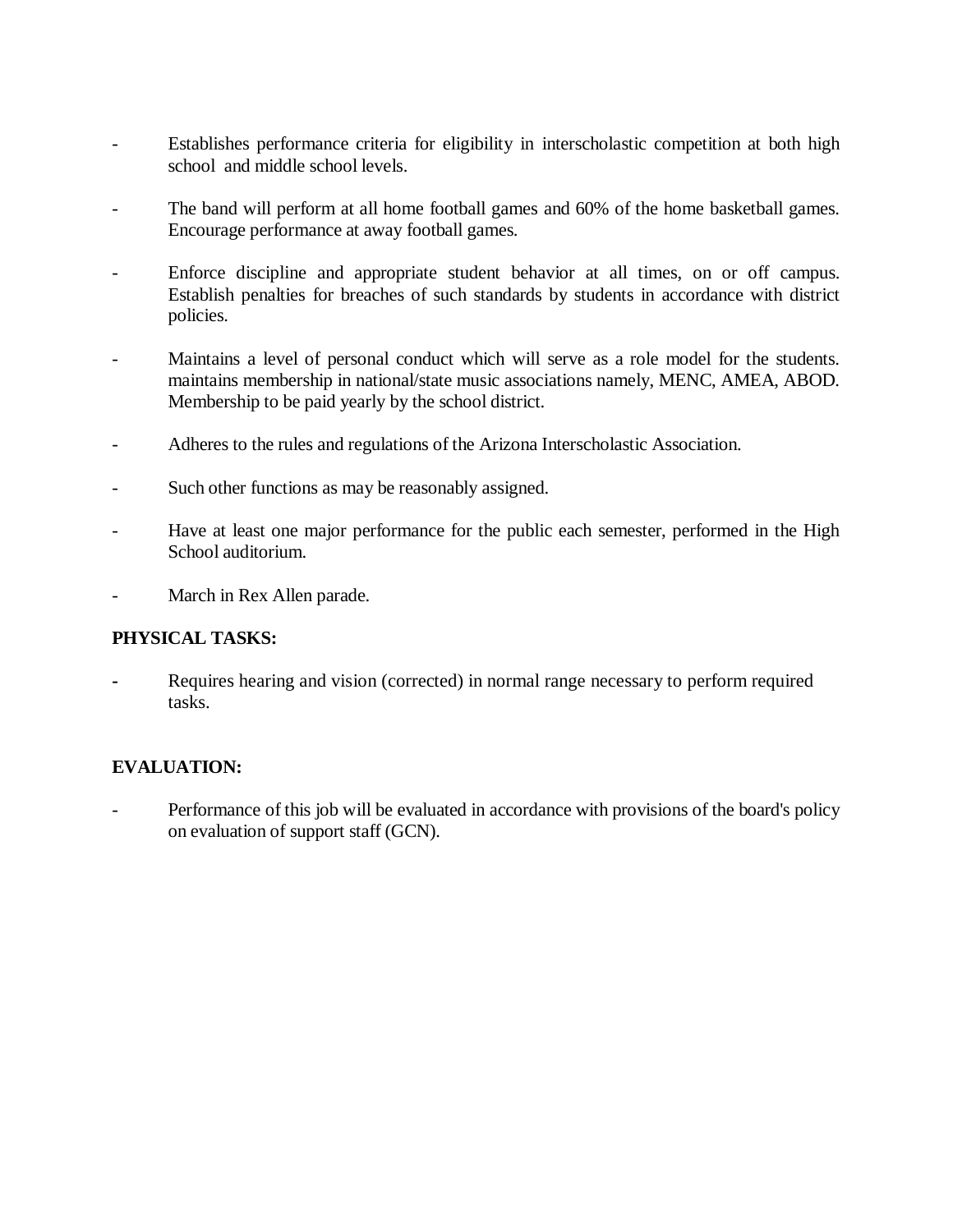- Establishes performance criteria for eligibility in interscholastic competition at both high school and middle school levels.

- The band will perform at all home football games and 60% of the home basketball games. Encourage performance at away football games.

- Enforce discipline and appropriate student behavior at all times, on or off campus. Establish penalties for breaches of such standards by students in accordance with district policies.

- Maintains a level of personal conduct which will serve as a role model for the students. maintains membership in national/state music associations namely, MENC, AMEA, ABOD. Membership to be paid yearly by the school district.

- Adheres to the rules and regulations of the Arizona Interscholastic Association.

- Such other functions as may be reasonably assigned.

- Have at least one major performance for the public each semester, performed in the High School auditorium.

- March in Rex Allen parade.

**PHYSICAL TASKS:**

- Requires hearing and vision (corrected) in normal range necessary to perform required tasks.

**EVALUATION:**

- Performance of this job will be evaluated in accordance with provisions of the board's policy on evaluation of support staff (GCN).